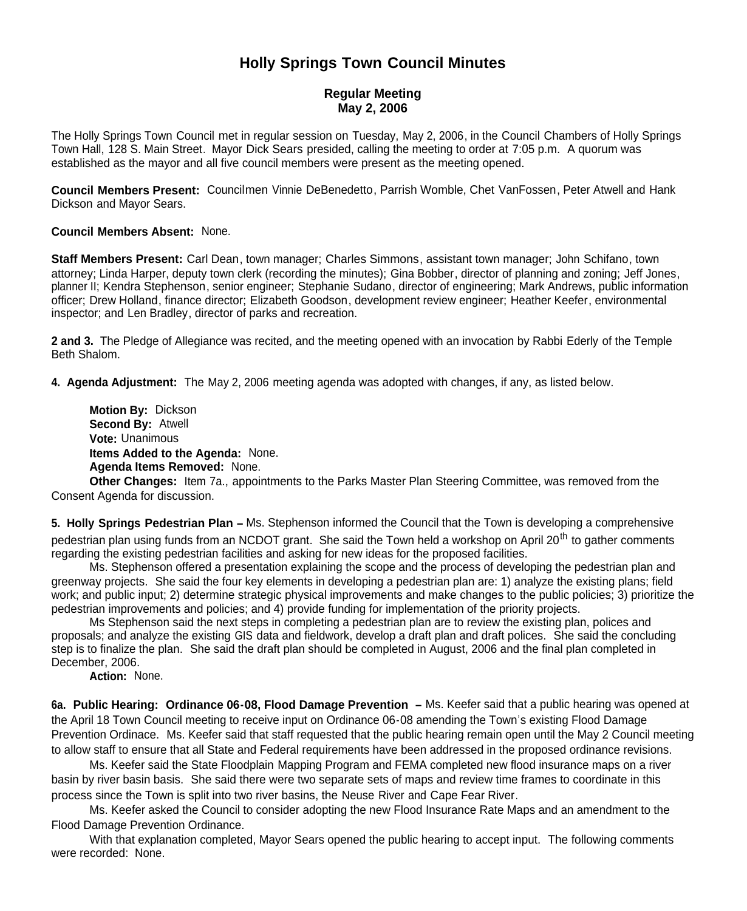# Holly Springs Town Council Minutes

## Regular Meeting
## May 2, 2006

The Holly Springs Town Council met in regular session on Tuesday, May 2, 2006, in the Council Chambers of Holly Springs Town Hall, 128 S. Main Street. Mayor Dick Sears presided, calling the meeting to order at 7:05 p.m. A quorum was established as the mayor and all five council members were present as the meeting opened.

**Council Members Present:** Councilmen Vinnie DeBenedetto, Parrish Womble, Chet VanFossen, Peter Atwell and Hank Dickson and Mayor Sears.

**Council Members Absent:** None.

**Staff Members Present:** Carl Dean, town manager; Charles Simmons, assistant town manager; John Schifano, town attorney; Linda Harper, deputy town clerk (recording the minutes); Gina Bobber, director of planning and zoning; Jeff Jones, planner II; Kendra Stephenson, senior engineer; Stephanie Sudano, director of engineering; Mark Andrews, public information officer; Drew Holland, finance director; Elizabeth Goodson, development review engineer; Heather Keefer, environmental inspector; and Len Bradley, director of parks and recreation.

**2 and 3.** The Pledge of Allegiance was recited, and the meeting opened with an invocation by Rabbi Ederly of the Temple Beth Shalom.

**4. Agenda Adjustment:** The May 2, 2006 meeting agenda was adopted with changes, if any, as listed below.

**Motion By:** Dickson
**Second By:** Atwell
**Vote:** Unanimous
**Items Added to the Agenda:** None.
**Agenda Items Removed:** None.
**Other Changes:** Item 7a., appointments to the Parks Master Plan Steering Committee, was removed from the Consent Agenda for discussion.

**5. Holly Springs Pedestrian Plan –** Ms. Stephenson informed the Council that the Town is developing a comprehensive pedestrian plan using funds from an NCDOT grant. She said the Town held a workshop on April 20th to gather comments regarding the existing pedestrian facilities and asking for new ideas for the proposed facilities.

Ms. Stephenson offered a presentation explaining the scope and the process of developing the pedestrian plan and greenway projects. She said the four key elements in developing a pedestrian plan are: 1) analyze the existing plans; field work; and public input; 2) determine strategic physical improvements and make changes to the public policies; 3) prioritize the pedestrian improvements and policies; and 4) provide funding for implementation of the priority projects.

Ms Stephenson said the next steps in completing a pedestrian plan are to review the existing plan, polices and proposals; and analyze the existing GIS data and fieldwork, develop a draft plan and draft polices. She said the concluding step is to finalize the plan. She said the draft plan should be completed in August, 2006 and the final plan completed in December, 2006.

**Action:** None.

**6a. Public Hearing: Ordinance 06-08, Flood Damage Prevention –** Ms. Keefer said that a public hearing was opened at the April 18 Town Council meeting to receive input on Ordinance 06-08 amending the Town's existing Flood Damage Prevention Ordinace. Ms. Keefer said that staff requested that the public hearing remain open until the May 2 Council meeting to allow staff to ensure that all State and Federal requirements have been addressed in the proposed ordinance revisions.

Ms. Keefer said the State Floodplain Mapping Program and FEMA completed new flood insurance maps on a river basin by river basin basis. She said there were two separate sets of maps and review time frames to coordinate in this process since the Town is split into two river basins, the Neuse River and Cape Fear River.

Ms. Keefer asked the Council to consider adopting the new Flood Insurance Rate Maps and an amendment to the Flood Damage Prevention Ordinance.

With that explanation completed, Mayor Sears opened the public hearing to accept input. The following comments were recorded: None.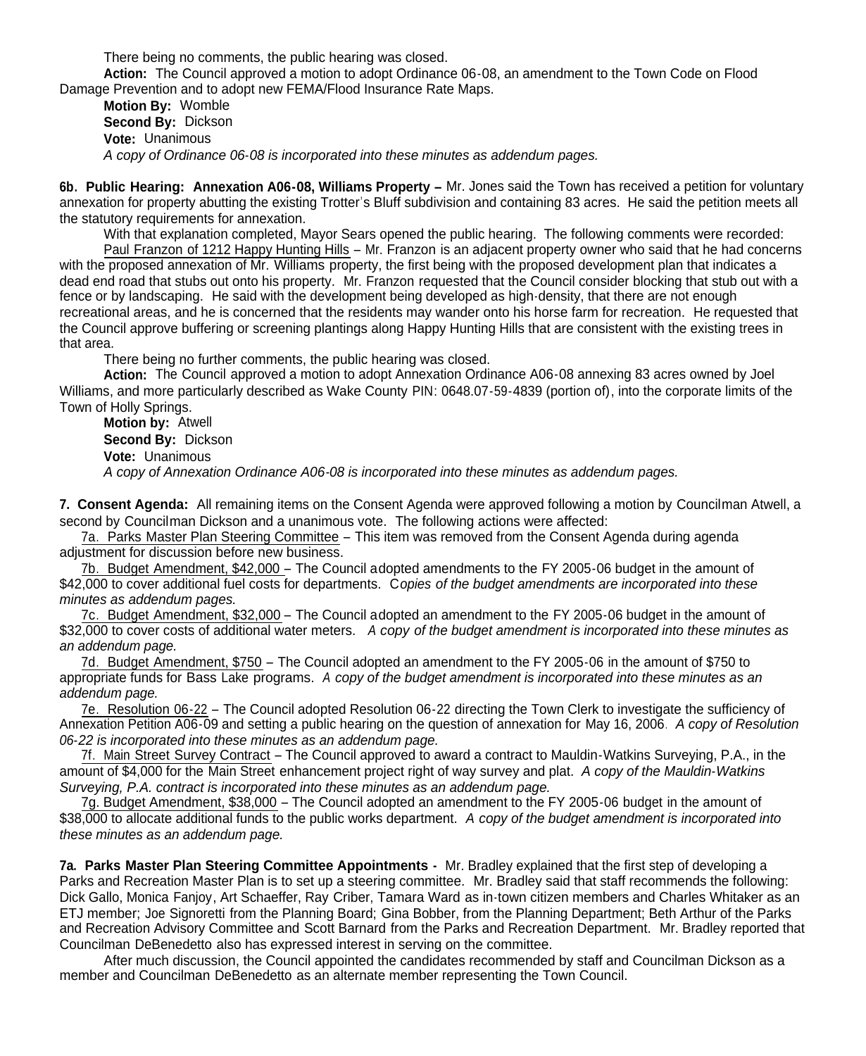There being no comments, the public hearing was closed.

**Action:** The Council approved a motion to adopt Ordinance 06-08, an amendment to the Town Code on Flood Damage Prevention and to adopt new FEMA/Flood Insurance Rate Maps.

**Motion By:** Womble
**Second By:** Dickson
**Vote:** Unanimous
*A copy of Ordinance 06-08 is incorporated into these minutes as addendum pages.*

**6b. Public Hearing: Annexation A06-08, Williams Property –** Mr. Jones said the Town has received a petition for voluntary annexation for property abutting the existing Trotter's Bluff subdivision and containing 83 acres. He said the petition meets all the statutory requirements for annexation.

With that explanation completed, Mayor Sears opened the public hearing. The following comments were recorded:

Paul Franzon of 1212 Happy Hunting Hills – Mr. Franzon is an adjacent property owner who said that he had concerns with the proposed annexation of Mr. Williams property, the first being with the proposed development plan that indicates a dead end road that stubs out onto his property. Mr. Franzon requested that the Council consider blocking that stub out with a fence or by landscaping. He said with the development being developed as high-density, that there are not enough recreational areas, and he is concerned that the residents may wander onto his horse farm for recreation. He requested that the Council approve buffering or screening plantings along Happy Hunting Hills that are consistent with the existing trees in that area.

There being no further comments, the public hearing was closed.

**Action:** The Council approved a motion to adopt Annexation Ordinance A06-08 annexing 83 acres owned by Joel Williams, and more particularly described as Wake County PIN: 0648.07-59-4839 (portion of), into the corporate limits of the Town of Holly Springs.

**Motion by:** Atwell
**Second By:** Dickson
**Vote:** Unanimous
*A copy of Annexation Ordinance A06-08 is incorporated into these minutes as addendum pages.*

**7. Consent Agenda:** All remaining items on the Consent Agenda were approved following a motion by Councilman Atwell, a second by Councilman Dickson and a unanimous vote. The following actions were affected:

7a. Parks Master Plan Steering Committee – This item was removed from the Consent Agenda during agenda adjustment for discussion before new business.

7b. Budget Amendment, $42,000 – The Council adopted amendments to the FY 2005-06 budget in the amount of $42,000 to cover additional fuel costs for departments. C*opies of the budget amendments are incorporated into these minutes as addendum pages.*

7c. Budget Amendment, $32,000 – The Council adopted an amendment to the FY 2005-06 budget in the amount of $32,000 to cover costs of additional water meters. *A copy of the budget amendment is incorporated into these minutes as an addendum page.*

7d. Budget Amendment, $750 – The Council adopted an amendment to the FY 2005-06 in the amount of $750 to appropriate funds for Bass Lake programs. *A copy of the budget amendment is incorporated into these minutes as an addendum page.*

7e. Resolution 06-22 – The Council adopted Resolution 06-22 directing the Town Clerk to investigate the sufficiency of Annexation Petition A06-09 and setting a public hearing on the question of annexation for May 16, 2006. *A copy of Resolution 06-22 is incorporated into these minutes as an addendum page.*

7f. Main Street Survey Contract – The Council approved to award a contract to Mauldin-Watkins Surveying, P.A., in the amount of $4,000 for the Main Street enhancement project right of way survey and plat. *A copy of the Mauldin-Watkins Surveying, P.A. contract is incorporated into these minutes as an addendum page.*

7g. Budget Amendment, $38,000 – The Council adopted an amendment to the FY 2005-06 budget in the amount of $38,000 to allocate additional funds to the public works department. *A copy of the budget amendment is incorporated into these minutes as an addendum page.*

**7a. Parks Master Plan Steering Committee Appointments -** Mr. Bradley explained that the first step of developing a Parks and Recreation Master Plan is to set up a steering committee. Mr. Bradley said that staff recommends the following: Dick Gallo, Monica Fanjoy, Art Schaeffer, Ray Criber, Tamara Ward as in-town citizen members and Charles Whitaker as an ETJ member; Joe Signoretti from the Planning Board; Gina Bobber, from the Planning Department; Beth Arthur of the Parks and Recreation Advisory Committee and Scott Barnard from the Parks and Recreation Department. Mr. Bradley reported that Councilman DeBenedetto also has expressed interest in serving on the committee.

After much discussion, the Council appointed the candidates recommended by staff and Councilman Dickson as a member and Councilman DeBenedetto as an alternate member representing the Town Council.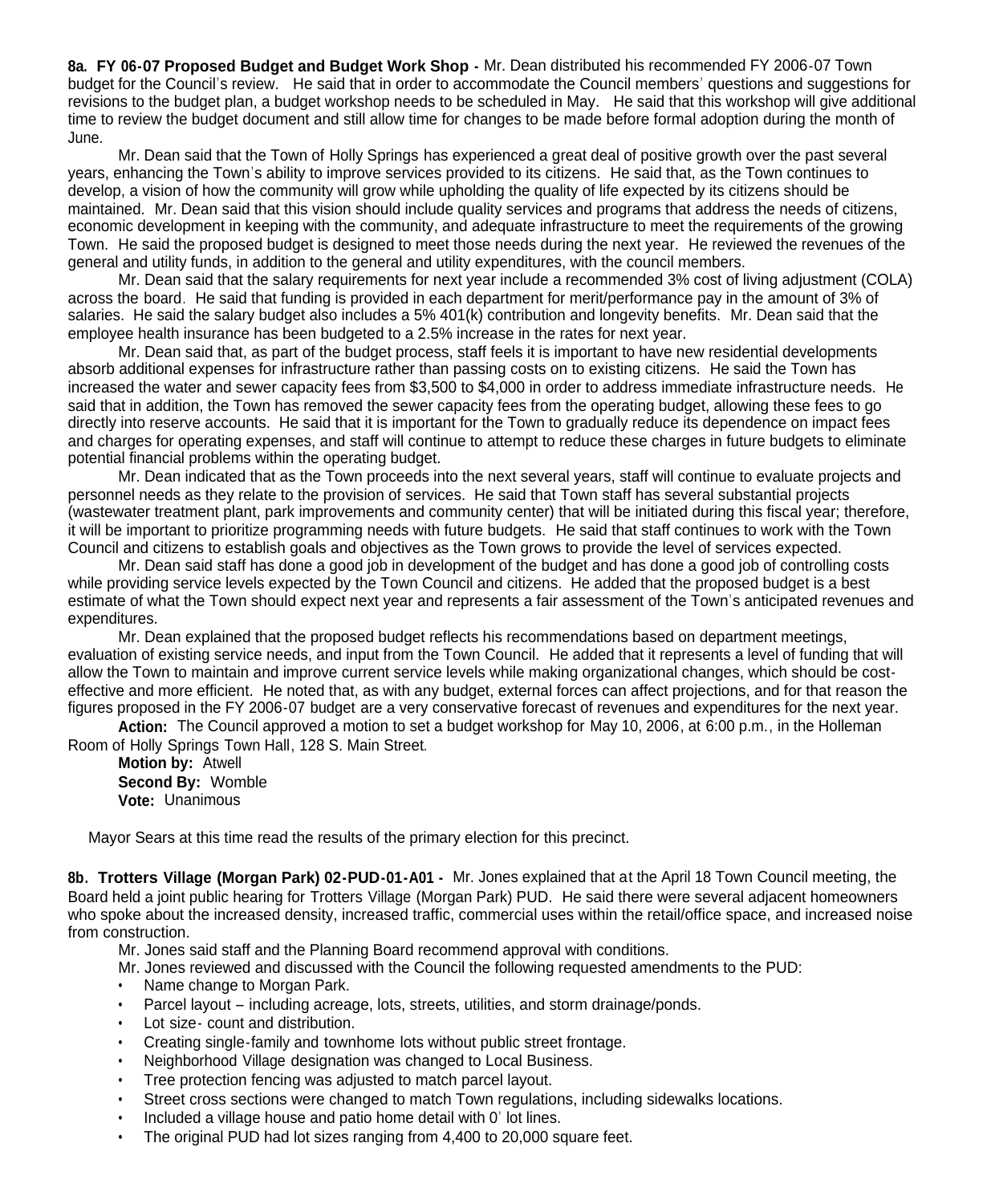**8a. FY 06-07 Proposed Budget and Budget Work Shop -** Mr. Dean distributed his recommended FY 2006-07 Town budget for the Council's review. He said that in order to accommodate the Council members' questions and suggestions for revisions to the budget plan, a budget workshop needs to be scheduled in May. He said that this workshop will give additional time to review the budget document and still allow time for changes to be made before formal adoption during the month of June.

Mr. Dean said that the Town of Holly Springs has experienced a great deal of positive growth over the past several years, enhancing the Town's ability to improve services provided to its citizens. He said that, as the Town continues to develop, a vision of how the community will grow while upholding the quality of life expected by its citizens should be maintained. Mr. Dean said that this vision should include quality services and programs that address the needs of citizens, economic development in keeping with the community, and adequate infrastructure to meet the requirements of the growing Town. He said the proposed budget is designed to meet those needs during the next year. He reviewed the revenues of the general and utility funds, in addition to the general and utility expenditures, with the council members.

Mr. Dean said that the salary requirements for next year include a recommended 3% cost of living adjustment (COLA) across the board. He said that funding is provided in each department for merit/performance pay in the amount of 3% of salaries. He said the salary budget also includes a 5% 401(k) contribution and longevity benefits. Mr. Dean said that the employee health insurance has been budgeted to a 2.5% increase in the rates for next year.

Mr. Dean said that, as part of the budget process, staff feels it is important to have new residential developments absorb additional expenses for infrastructure rather than passing costs on to existing citizens. He said the Town has increased the water and sewer capacity fees from $3,500 to $4,000 in order to address immediate infrastructure needs. He said that in addition, the Town has removed the sewer capacity fees from the operating budget, allowing these fees to go directly into reserve accounts. He said that it is important for the Town to gradually reduce its dependence on impact fees and charges for operating expenses, and staff will continue to attempt to reduce these charges in future budgets to eliminate potential financial problems within the operating budget.

Mr. Dean indicated that as the Town proceeds into the next several years, staff will continue to evaluate projects and personnel needs as they relate to the provision of services. He said that Town staff has several substantial projects (wastewater treatment plant, park improvements and community center) that will be initiated during this fiscal year; therefore, it will be important to prioritize programming needs with future budgets. He said that staff continues to work with the Town Council and citizens to establish goals and objectives as the Town grows to provide the level of services expected.

Mr. Dean said staff has done a good job in development of the budget and has done a good job of controlling costs while providing service levels expected by the Town Council and citizens. He added that the proposed budget is a best estimate of what the Town should expect next year and represents a fair assessment of the Town's anticipated revenues and expenditures.

Mr. Dean explained that the proposed budget reflects his recommendations based on department meetings, evaluation of existing service needs, and input from the Town Council. He added that it represents a level of funding that will allow the Town to maintain and improve current service levels while making organizational changes, which should be cost-effective and more efficient. He noted that, as with any budget, external forces can affect projections, and for that reason the figures proposed in the FY 2006-07 budget are a very conservative forecast of revenues and expenditures for the next year.

**Action:** The Council approved a motion to set a budget workshop for May 10, 2006, at 6:00 p.m., in the Holleman Room of Holly Springs Town Hall, 128 S. Main Street.

**Motion by:** Atwell
**Second By:** Womble
**Vote:** Unanimous

Mayor Sears at this time read the results of the primary election for this precinct.

**8b. Trotters Village (Morgan Park) 02-PUD-01-A01 -** Mr. Jones explained that at the April 18 Town Council meeting, the Board held a joint public hearing for Trotters Village (Morgan Park) PUD. He said there were several adjacent homeowners who spoke about the increased density, increased traffic, commercial uses within the retail/office space, and increased noise from construction.

Mr. Jones said staff and the Planning Board recommend approval with conditions.

Mr. Jones reviewed and discussed with the Council the following requested amendments to the PUD:

- Name change to Morgan Park.
- Parcel layout – including acreage, lots, streets, utilities, and storm drainage/ponds.
- Lot size- count and distribution.
- Creating single-family and townhome lots without public street frontage.
- Neighborhood Village designation was changed to Local Business.
- Tree protection fencing was adjusted to match parcel layout.
- Street cross sections were changed to match Town regulations, including sidewalks locations.
- Included a village house and patio home detail with 0' lot lines.
- The original PUD had lot sizes ranging from 4,400 to 20,000 square feet.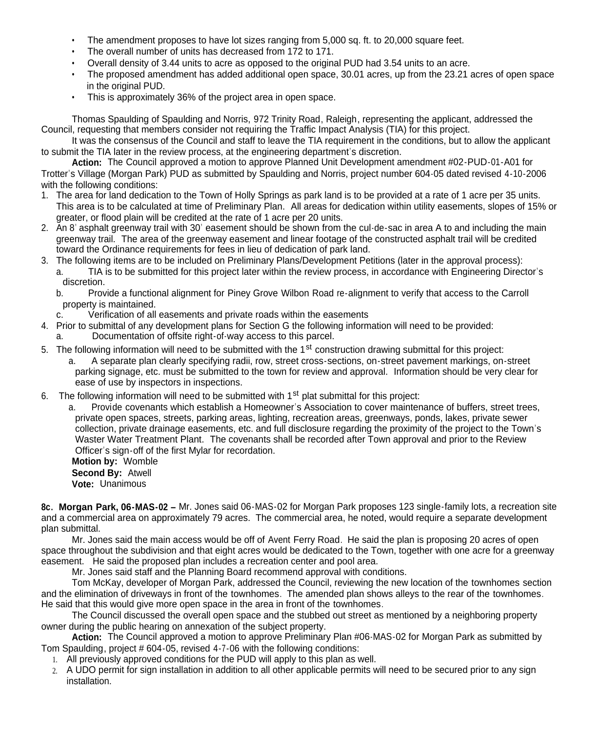- The amendment proposes to have lot sizes ranging from 5,000 sq. ft. to 20,000 square feet.
- The overall number of units has decreased from 172 to 171.
- Overall density of 3.44 units to acre as opposed to the original PUD had 3.54 units to an acre.
- The proposed amendment has added additional open space, 30.01 acres, up from the 23.21 acres of open space in the original PUD.
- This is approximately 36% of the project area in open space.

Thomas Spaulding of Spaulding and Norris, 972 Trinity Road, Raleigh, representing the applicant, addressed the Council, requesting that members consider not requiring the Traffic Impact Analysis (TIA) for this project.

It was the consensus of the Council and staff to leave the TIA requirement in the conditions, but to allow the applicant to submit the TIA later in the review process, at the engineering department's discretion.

**Action:** The Council approved a motion to approve Planned Unit Development amendment #02-PUD-01-A01 for Trotter's Village (Morgan Park) PUD as submitted by Spaulding and Norris, project number 604-05 dated revised 4-10-2006 with the following conditions:

1. The area for land dedication to the Town of Holly Springs as park land is to be provided at a rate of 1 acre per 35 units. This area is to be calculated at time of Preliminary Plan. All areas for dedication within utility easements, slopes of 15% or greater, or flood plain will be credited at the rate of 1 acre per 20 units.
2. An 8' asphalt greenway trail with 30' easement should be shown from the cul-de-sac in area A to and including the main greenway trail. The area of the greenway easement and linear footage of the constructed asphalt trail will be credited toward the Ordinance requirements for fees in lieu of dedication of park land.
3. The following items are to be included on Preliminary Plans/Development Petitions (later in the approval process):
   a. TIA is to be submitted for this project later within the review process, in accordance with Engineering Director's discretion.
   b. Provide a functional alignment for Piney Grove Wilbon Road re-alignment to verify that access to the Carroll property is maintained.
   c. Verification of all easements and private roads within the easements
4. Prior to submittal of any development plans for Section G the following information will need to be provided:
   a. Documentation of offsite right-of-way access to this parcel.
5. The following information will need to be submitted with the 1st construction drawing submittal for this project:
   a. A separate plan clearly specifying radii, row, street cross-sections, on-street pavement markings, on-street parking signage, etc. must be submitted to the town for review and approval. Information should be very clear for ease of use by inspectors in inspections.
6. The following information will need to be submitted with 1st plat submittal for this project:
   a. Provide covenants which establish a Homeowner's Association to cover maintenance of buffers, street trees, private open spaces, streets, parking areas, lighting, recreation areas, greenways, ponds, lakes, private sewer collection, private drainage easements, etc. and full disclosure regarding the proximity of the project to the Town's Waster Water Treatment Plant. The covenants shall be recorded after Town approval and prior to the Review Officer's sign-off of the first Mylar for recordation.

**Motion by:** Womble
**Second By:** Atwell
**Vote:** Unanimous

**8c. Morgan Park, 06-MAS-02 –** Mr. Jones said 06-MAS-02 for Morgan Park proposes 123 single-family lots, a recreation site and a commercial area on approximately 79 acres. The commercial area, he noted, would require a separate development plan submittal.

Mr. Jones said the main access would be off of Avent Ferry Road. He said the plan is proposing 20 acres of open space throughout the subdivision and that eight acres would be dedicated to the Town, together with one acre for a greenway easement. He said the proposed plan includes a recreation center and pool area.

Mr. Jones said staff and the Planning Board recommend approval with conditions.

Tom McKay, developer of Morgan Park, addressed the Council, reviewing the new location of the townhomes section and the elimination of driveways in front of the townhomes. The amended plan shows alleys to the rear of the townhomes. He said that this would give more open space in the area in front of the townhomes.

The Council discussed the overall open space and the stubbed out street as mentioned by a neighboring property owner during the public hearing on annexation of the subject property.

**Action:** The Council approved a motion to approve Preliminary Plan #06-MAS-02 for Morgan Park as submitted by Tom Spaulding, project # 604-05, revised 4-7-06 with the following conditions:

1. All previously approved conditions for the PUD will apply to this plan as well.
2. A UDO permit for sign installation in addition to all other applicable permits will need to be secured prior to any sign installation.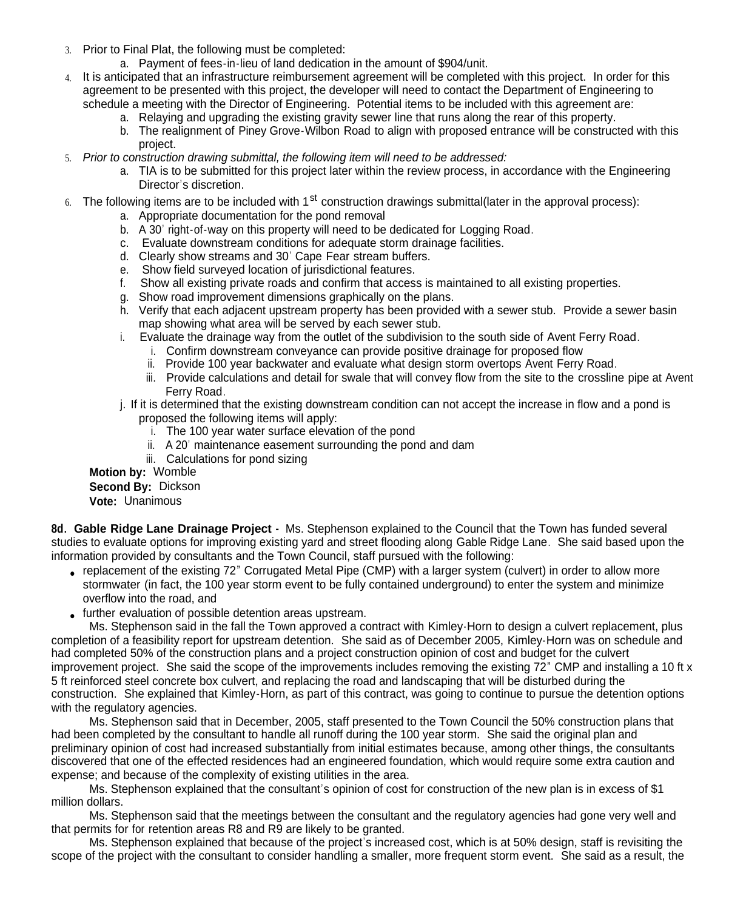3. Prior to Final Plat, the following must be completed:
    a. Payment of fees-in-lieu of land dedication in the amount of $904/unit.
4. It is anticipated that an infrastructure reimbursement agreement will be completed with this project. In order for this agreement to be presented with this project, the developer will need to contact the Department of Engineering to schedule a meeting with the Director of Engineering. Potential items to be included with this agreement are:
    a. Relaying and upgrading the existing gravity sewer line that runs along the rear of this property.
    b. The realignment of Piney Grove-Wilbon Road to align with proposed entrance will be constructed with this project.
5. *Prior to construction drawing submittal, the following item will need to be addressed:*
    a. TIA is to be submitted for this project later within the review process, in accordance with the Engineering Director's discretion.
6. The following items are to be included with 1st construction drawings submittal(later in the approval process):
    a. Appropriate documentation for the pond removal
    b. A 30' right-of-way on this property will need to be dedicated for Logging Road.
    c. Evaluate downstream conditions for adequate storm drainage facilities.
    d. Clearly show streams and 30' Cape Fear stream buffers.
    e. Show field surveyed location of jurisdictional features.
    f. Show all existing private roads and confirm that access is maintained to all existing properties.
    g. Show road improvement dimensions graphically on the plans.
    h. Verify that each adjacent upstream property has been provided with a sewer stub. Provide a sewer basin map showing what area will be served by each sewer stub.
    i. Evaluate the drainage way from the outlet of the subdivision to the south side of Avent Ferry Road.
        i. Confirm downstream conveyance can provide positive drainage for proposed flow
        ii. Provide 100 year backwater and evaluate what design storm overtops Avent Ferry Road.
        iii. Provide calculations and detail for swale that will convey flow from the site to the crossline pipe at Avent Ferry Road.
    j. If it is determined that the existing downstream condition can not accept the increase in flow and a pond is proposed the following items will apply:
        i. The 100 year water surface elevation of the pond
        ii. A 20' maintenance easement surrounding the pond and dam
        iii. Calculations for pond sizing

**Motion by:** Womble
**Second By:** Dickson
**Vote:** Unanimous

**8d. Gable Ridge Lane Drainage Project -** Ms. Stephenson explained to the Council that the Town has funded several studies to evaluate options for improving existing yard and street flooding along Gable Ridge Lane. She said based upon the information provided by consultants and the Town Council, staff pursued with the following:

- replacement of the existing 72" Corrugated Metal Pipe (CMP) with a larger system (culvert) in order to allow more stormwater (in fact, the 100 year storm event to be fully contained underground) to enter the system and minimize overflow into the road, and
- further evaluation of possible detention areas upstream.

Ms. Stephenson said in the fall the Town approved a contract with Kimley-Horn to design a culvert replacement, plus completion of a feasibility report for upstream detention. She said as of December 2005, Kimley-Horn was on schedule and had completed 50% of the construction plans and a project construction opinion of cost and budget for the culvert improvement project. She said the scope of the improvements includes removing the existing 72" CMP and installing a 10 ft x 5 ft reinforced steel concrete box culvert, and replacing the road and landscaping that will be disturbed during the construction. She explained that Kimley-Horn, as part of this contract, was going to continue to pursue the detention options with the regulatory agencies.

Ms. Stephenson said that in December, 2005, staff presented to the Town Council the 50% construction plans that had been completed by the consultant to handle all runoff during the 100 year storm. She said the original plan and preliminary opinion of cost had increased substantially from initial estimates because, among other things, the consultants discovered that one of the effected residences had an engineered foundation, which would require some extra caution and expense; and because of the complexity of existing utilities in the area.

Ms. Stephenson explained that the consultant's opinion of cost for construction of the new plan is in excess of $1 million dollars.

Ms. Stephenson said that the meetings between the consultant and the regulatory agencies had gone very well and that permits for for retention areas R8 and R9 are likely to be granted.

Ms. Stephenson explained that because of the project's increased cost, which is at 50% design, staff is revisiting the scope of the project with the consultant to consider handling a smaller, more frequent storm event. She said as a result, the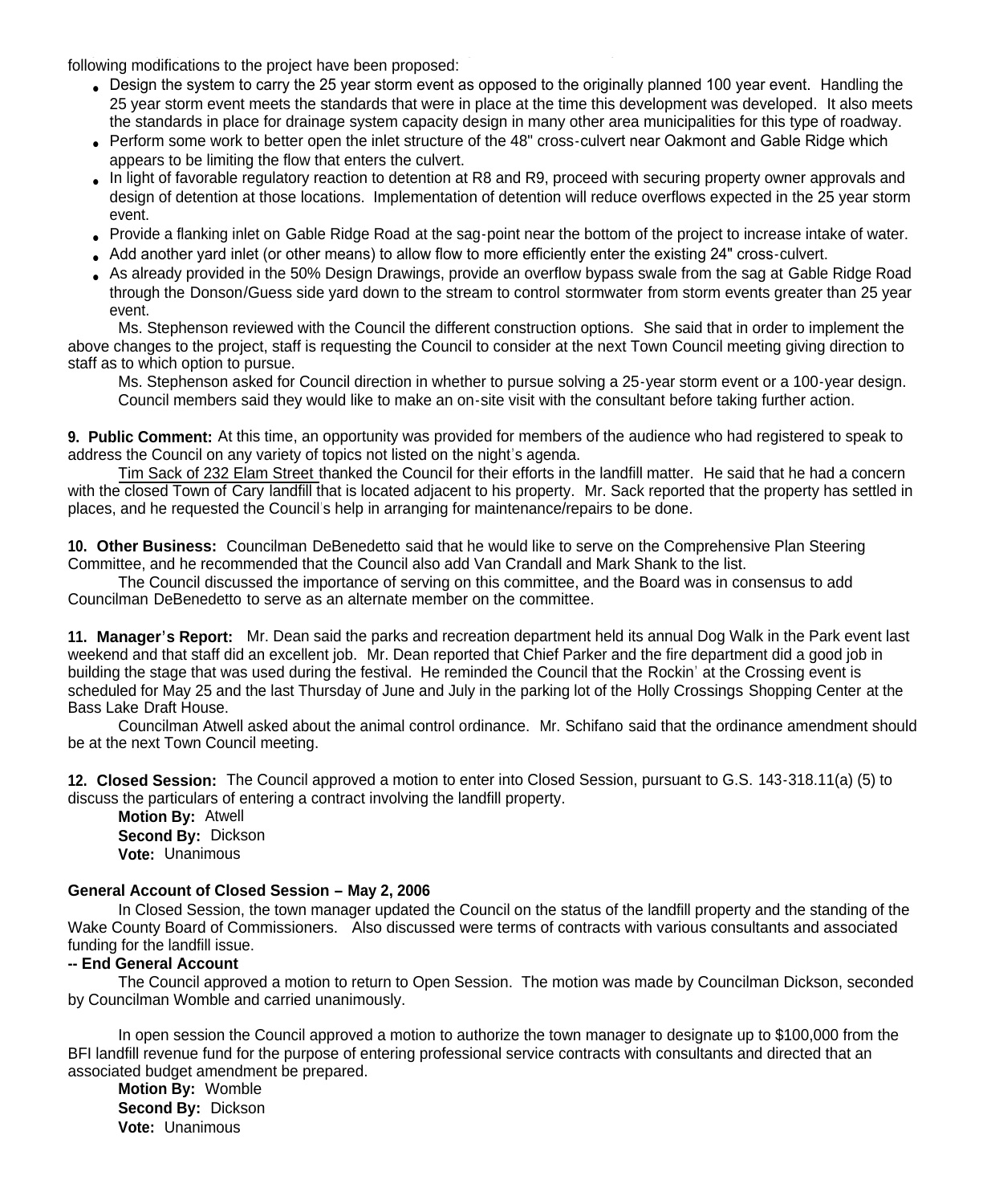following modifications to the project have been proposed:

- Design the system to carry the 25 year storm event as opposed to the originally planned 100 year event. Handling the 25 year storm event meets the standards that were in place at the time this development was developed. It also meets the standards in place for drainage system capacity design in many other area municipalities for this type of roadway.
- Perform some work to better open the inlet structure of the 48" cross-culvert near Oakmont and Gable Ridge which appears to be limiting the flow that enters the culvert.
- In light of favorable regulatory reaction to detention at R8 and R9, proceed with securing property owner approvals and design of detention at those locations. Implementation of detention will reduce overflows expected in the 25 year storm event.
- Provide a flanking inlet on Gable Ridge Road at the sag-point near the bottom of the project to increase intake of water.
- Add another yard inlet (or other means) to allow flow to more efficiently enter the existing 24" cross-culvert.
- As already provided in the 50% Design Drawings, provide an overflow bypass swale from the sag at Gable Ridge Road through the Donson/Guess side yard down to the stream to control stormwater from storm events greater than 25 year event.

Ms. Stephenson reviewed with the Council the different construction options. She said that in order to implement the above changes to the project, staff is requesting the Council to consider at the next Town Council meeting giving direction to staff as to which option to pursue.

Ms. Stephenson asked for Council direction in whether to pursue solving a 25-year storm event or a 100-year design. Council members said they would like to make an on-site visit with the consultant before taking further action.

**9. Public Comment:** At this time, an opportunity was provided for members of the audience who had registered to speak to address the Council on any variety of topics not listed on the night's agenda.

Tim Sack of 232 Elam Street thanked the Council for their efforts in the landfill matter. He said that he had a concern with the closed Town of Cary landfill that is located adjacent to his property. Mr. Sack reported that the property has settled in places, and he requested the Council's help in arranging for maintenance/repairs to be done.

**10. Other Business:** Councilman DeBenedetto said that he would like to serve on the Comprehensive Plan Steering Committee, and he recommended that the Council also add Van Crandall and Mark Shank to the list.

The Council discussed the importance of serving on this committee, and the Board was in consensus to add Councilman DeBenedetto to serve as an alternate member on the committee.

**11. Manager's Report:** Mr. Dean said the parks and recreation department held its annual Dog Walk in the Park event last weekend and that staff did an excellent job. Mr. Dean reported that Chief Parker and the fire department did a good job in building the stage that was used during the festival. He reminded the Council that the Rockin' at the Crossing event is scheduled for May 25 and the last Thursday of June and July in the parking lot of the Holly Crossings Shopping Center at the Bass Lake Draft House.

Councilman Atwell asked about the animal control ordinance. Mr. Schifano said that the ordinance amendment should be at the next Town Council meeting.

**12. Closed Session:** The Council approved a motion to enter into Closed Session, pursuant to G.S. 143-318.11(a) (5) to discuss the particulars of entering a contract involving the landfill property.

**Motion By:** Atwell
**Second By:** Dickson
**Vote:** Unanimous

**General Account of Closed Session – May 2, 2006**

In Closed Session, the town manager updated the Council on the status of the landfill property and the standing of the Wake County Board of Commissioners. Also discussed were terms of contracts with various consultants and associated funding for the landfill issue.

**-- End General Account**

The Council approved a motion to return to Open Session. The motion was made by Councilman Dickson, seconded by Councilman Womble and carried unanimously.

In open session the Council approved a motion to authorize the town manager to designate up to $100,000 from the BFI landfill revenue fund for the purpose of entering professional service contracts with consultants and directed that an associated budget amendment be prepared.

**Motion By:** Womble
**Second By:** Dickson
**Vote:** Unanimous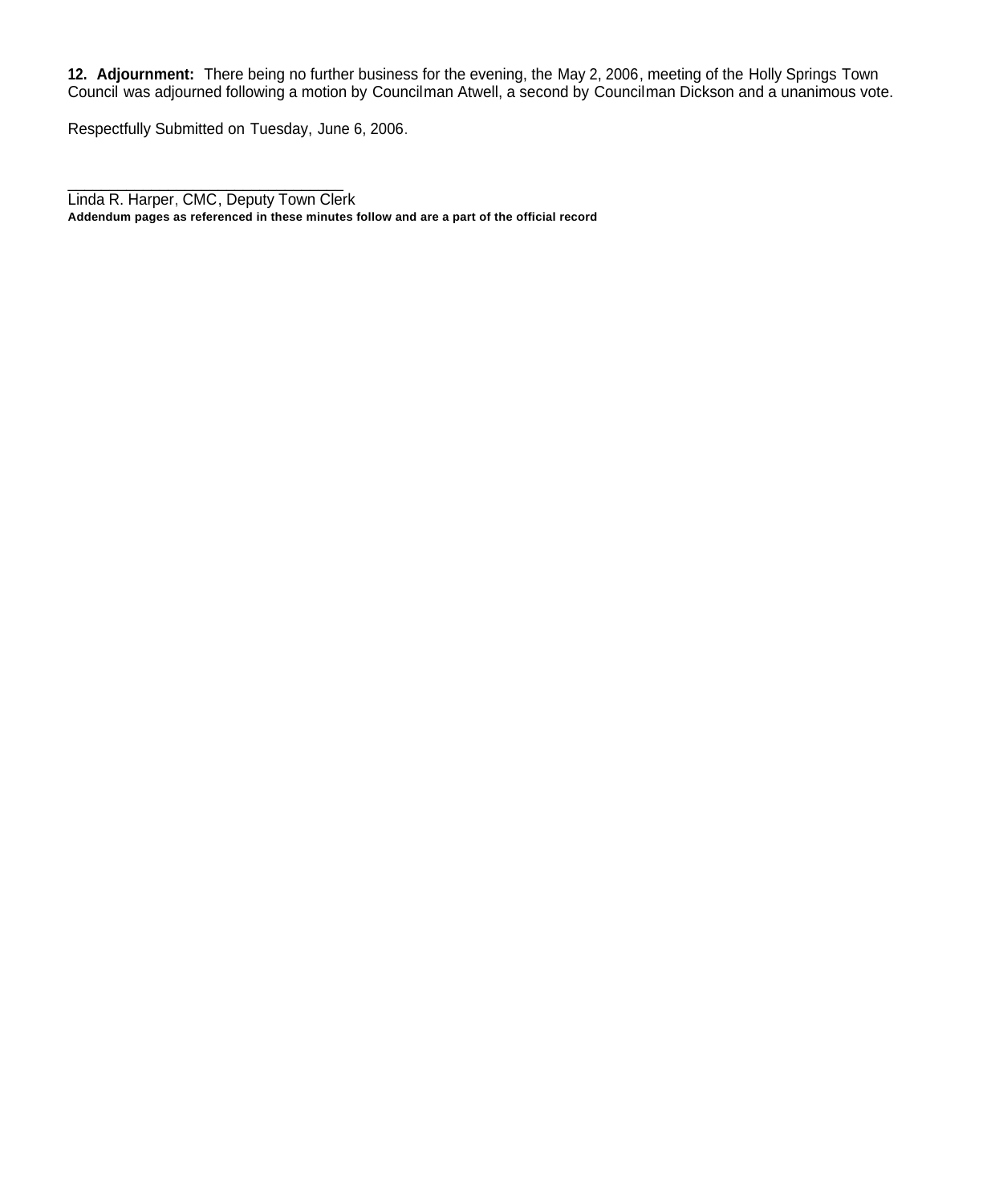**12. Adjournment:** There being no further business for the evening, the May 2, 2006, meeting of the Holly Springs Town Council was adjourned following a motion by Councilman Atwell, a second by Councilman Dickson and a unanimous vote.

Respectfully Submitted on Tuesday, June 6, 2006.

\_\_\_\_\_\_\_\_\_\_\_\_\_\_\_\_\_\_\_\_\_\_\_\_\_\_\_\_\_\_\_\_\_\_

Linda R. Harper, CMC, Deputy Town Clerk

**Addendum pages as referenced in these minutes follow and are a part of the official record**